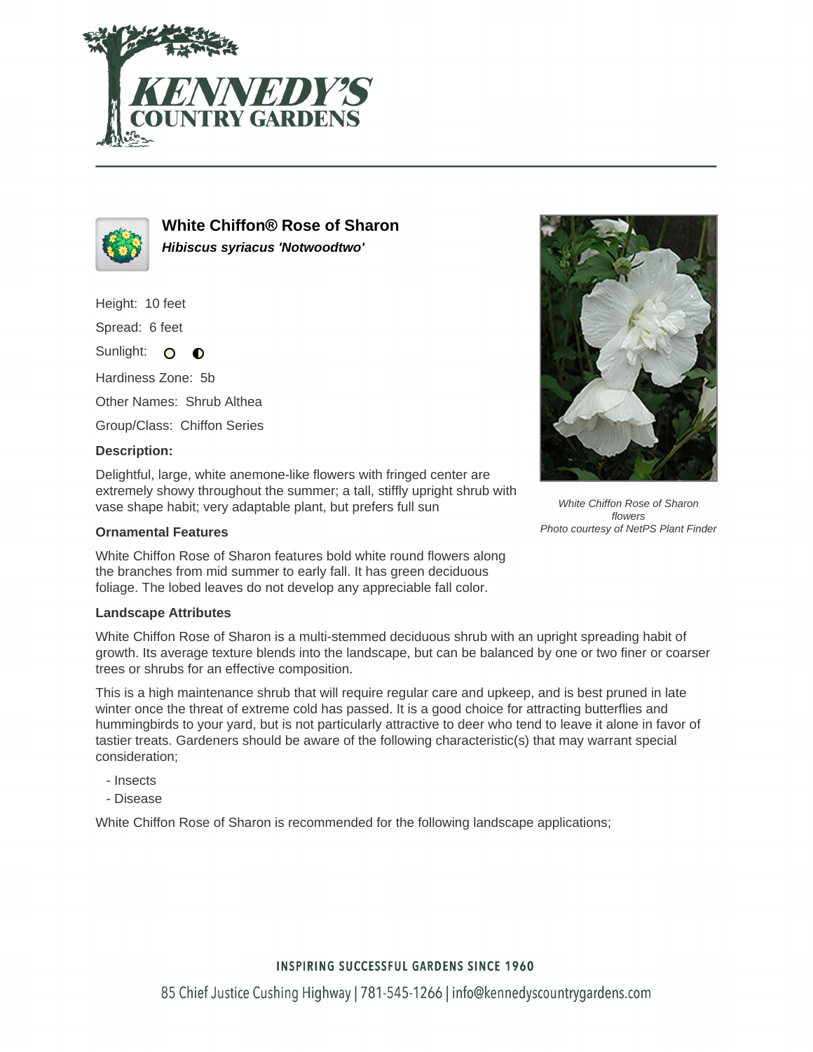# White Chiffon® Rose of Sharon

***Hibiscus syriacus 'Notwoodtwo'***

Height: 10 feet

Spread: 6 feet

Sunlight:

Hardiness Zone: 5b

Other Names: Shrub Althea

Group/Class: Chiffon Series

**Description:**

Delightful, large, white anemone-like flowers with fringed center are extremely showy throughout the summer; a tall, stiffly upright shrub with vase shape habit; very adaptable plant, but prefers full sun

*White Chiffon Rose of Sharon flowers*
*Photo courtesy of NetPS Plant Finder*

### Ornamental Features

White Chiffon Rose of Sharon features bold white round flowers along the branches from mid summer to early fall. It has green deciduous foliage. The lobed leaves do not develop any appreciable fall color.

### Landscape Attributes

White Chiffon Rose of Sharon is a multi-stemmed deciduous shrub with an upright spreading habit of growth. Its average texture blends into the landscape, but can be balanced by one or two finer or coarser trees or shrubs for an effective composition.

This is a high maintenance shrub that will require regular care and upkeep, and is best pruned in late winter once the threat of extreme cold has passed. It is a good choice for attracting butterflies and hummingbirds to your yard, but is not particularly attractive to deer who tend to leave it alone in favor of tastier treats. Gardeners should be aware of the following characteristic(s) that may warrant special consideration;

- Insects
- Disease

White Chiffon Rose of Sharon is recommended for the following landscape applications;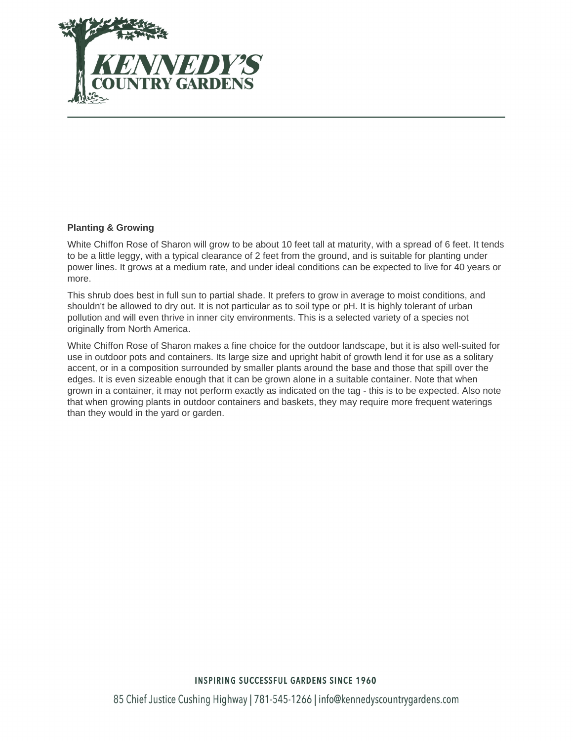**Planting & Growing**

White Chiffon Rose of Sharon will grow to be about 10 feet tall at maturity, with a spread of 6 feet. It tends to be a little leggy, with a typical clearance of 2 feet from the ground, and is suitable for planting under power lines. It grows at a medium rate, and under ideal conditions can be expected to live for 40 years or more.

This shrub does best in full sun to partial shade. It prefers to grow in average to moist conditions, and shouldn't be allowed to dry out. It is not particular as to soil type or pH. It is highly tolerant of urban pollution and will even thrive in inner city environments. This is a selected variety of a species not originally from North America.

White Chiffon Rose of Sharon makes a fine choice for the outdoor landscape, but it is also well-suited for use in outdoor pots and containers. Its large size and upright habit of growth lend it for use as a solitary accent, or in a composition surrounded by smaller plants around the base and those that spill over the edges. It is even sizeable enough that it can be grown alone in a suitable container. Note that when grown in a container, it may not perform exactly as indicated on the tag - this is to be expected. Also note that when growing plants in outdoor containers and baskets, they may require more frequent waterings than they would in the yard or garden.